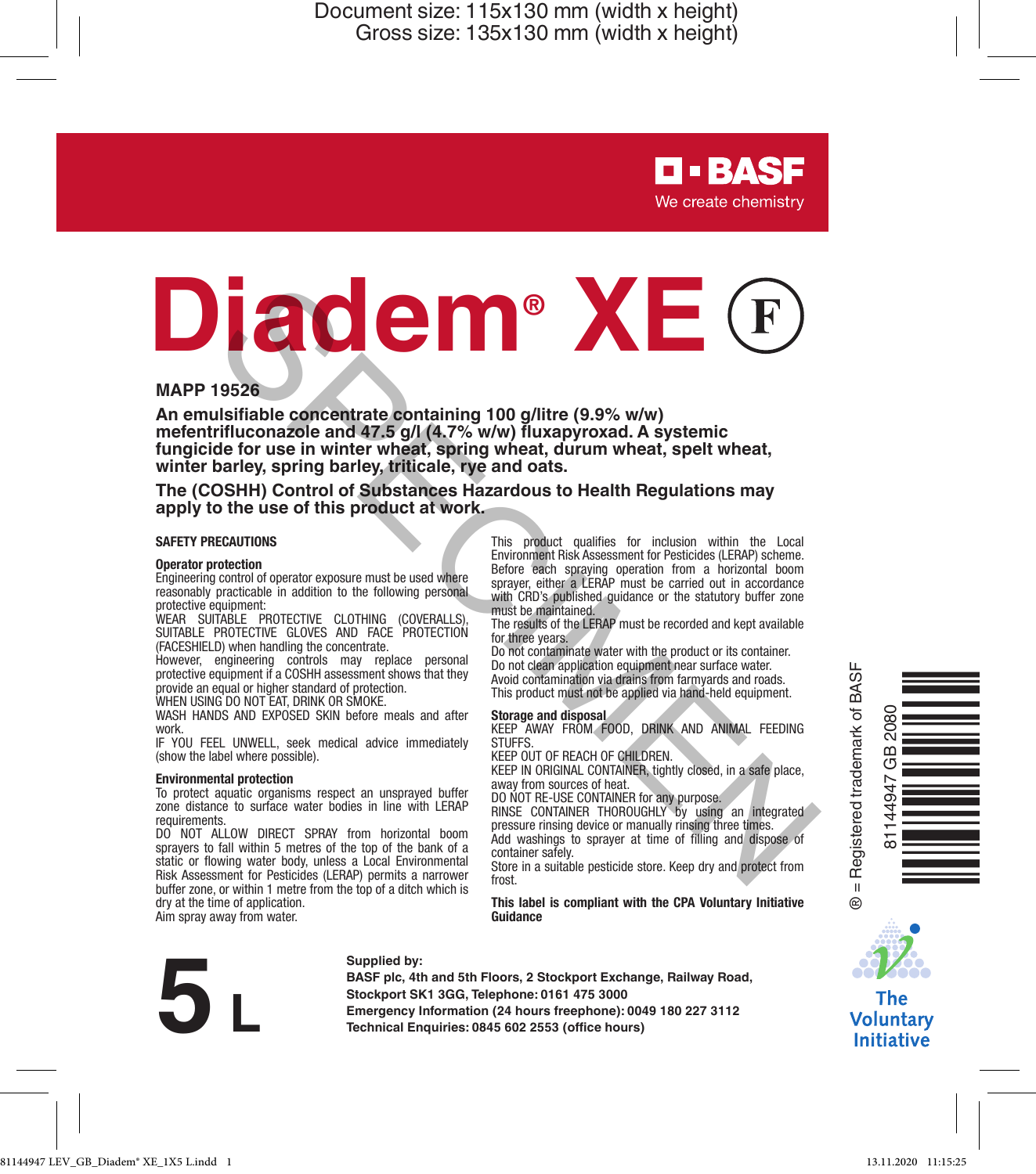Document size: 115x130 mm (width x height)
Gross size: 135x130 mm (width x height)

BASF
We create chemistry

# Diadem® XE (F)

SPECIMEN

**MAPP 19526**

**An emulsifiable concentrate containing 100 g/litre (9.9% w/w) mefentrifluconazole and 47.5 g/l (4.7% w/w) fluxapyroxad. A systemic fungicide for use in winter wheat, spring wheat, durum wheat, spelt wheat, winter barley, spring barley, triticale, rye and oats.**

**The (COSHH) Control of Substances Hazardous to Health Regulations may apply to the use of this product at work.**

## SAFETY PRECAUTIONS

### Operator protection

Engineering control of operator exposure must be used where reasonably practicable in addition to the following personal protective equipment:

WEAR SUITABLE PROTECTIVE CLOTHING (COVERALLS), SUITABLE PROTECTIVE GLOVES AND FACE PROTECTION (FACESHIELD) when handling the concentrate.

However, engineering controls may replace personal protective equipment if a COSHH assessment shows that they provide an equal or higher standard of protection.

WHEN USING DO NOT EAT, DRINK OR SMOKE.

WASH HANDS AND EXPOSED SKIN before meals and after work.

IF YOU FEEL UNWELL, seek medical advice immediately (show the label where possible).

### Environmental protection

To protect aquatic organisms respect an unsprayed buffer zone distance to surface water bodies in line with LERAP requirements.

DO NOT ALLOW DIRECT SPRAY from horizontal boom sprayers to fall within 5 metres of the top of the bank of a static or flowing water body, unless a Local Environmental Risk Assessment for Pesticides (LERAP) permits a narrower buffer zone, or within 1 metre from the top of a ditch which is dry at the time of application.

Aim spray away from water.

This product qualifies for inclusion within the Local Environment Risk Assessment for Pesticides (LERAP) scheme. Before each spraying operation from a horizontal boom sprayer, either a LERAP must be carried out in accordance with CRD's published guidance or the statutory buffer zone must be maintained.

The results of the LERAP must be recorded and kept available for three years.

Do not contaminate water with the product or its container.

Do not clean application equipment near surface water.

Avoid contamination via drains from farmyards and roads.

This product must not be applied via hand-held equipment.

### Storage and disposal

KEEP AWAY FROM FOOD, DRINK AND ANIMAL FEEDING STUFFS.

KEEP OUT OF REACH OF CHILDREN.

KEEP IN ORIGINAL CONTAINER, tightly closed, in a safe place, away from sources of heat.

DO NOT RE-USE CONTAINER for any purpose.

RINSE CONTAINER THOROUGHLY by using an integrated pressure rinsing device or manually rinsing three times.

Add washings to sprayer at time of filling and dispose of container safely.

Store in a suitable pesticide store. Keep dry and protect from frost.

**This label is compliant with the CPA Voluntary Initiative Guidance**

® = Registered trademark of BASF

81144947 GB 2080

**5 L**

**Supplied by:**
**BASF plc, 4th and 5th Floors, 2 Stockport Exchange, Railway Road, Stockport SK1 3GG, Telephone: 0161 475 3000**
**Emergency Information (24 hours freephone): 0049 180 227 3112**
**Technical Enquiries: 0845 602 2553 (office hours)**

The Voluntary Initiative

81144947 LEV_GB_Diadem® XE_1X5 L.indd 1 13.11.2020 11:15:25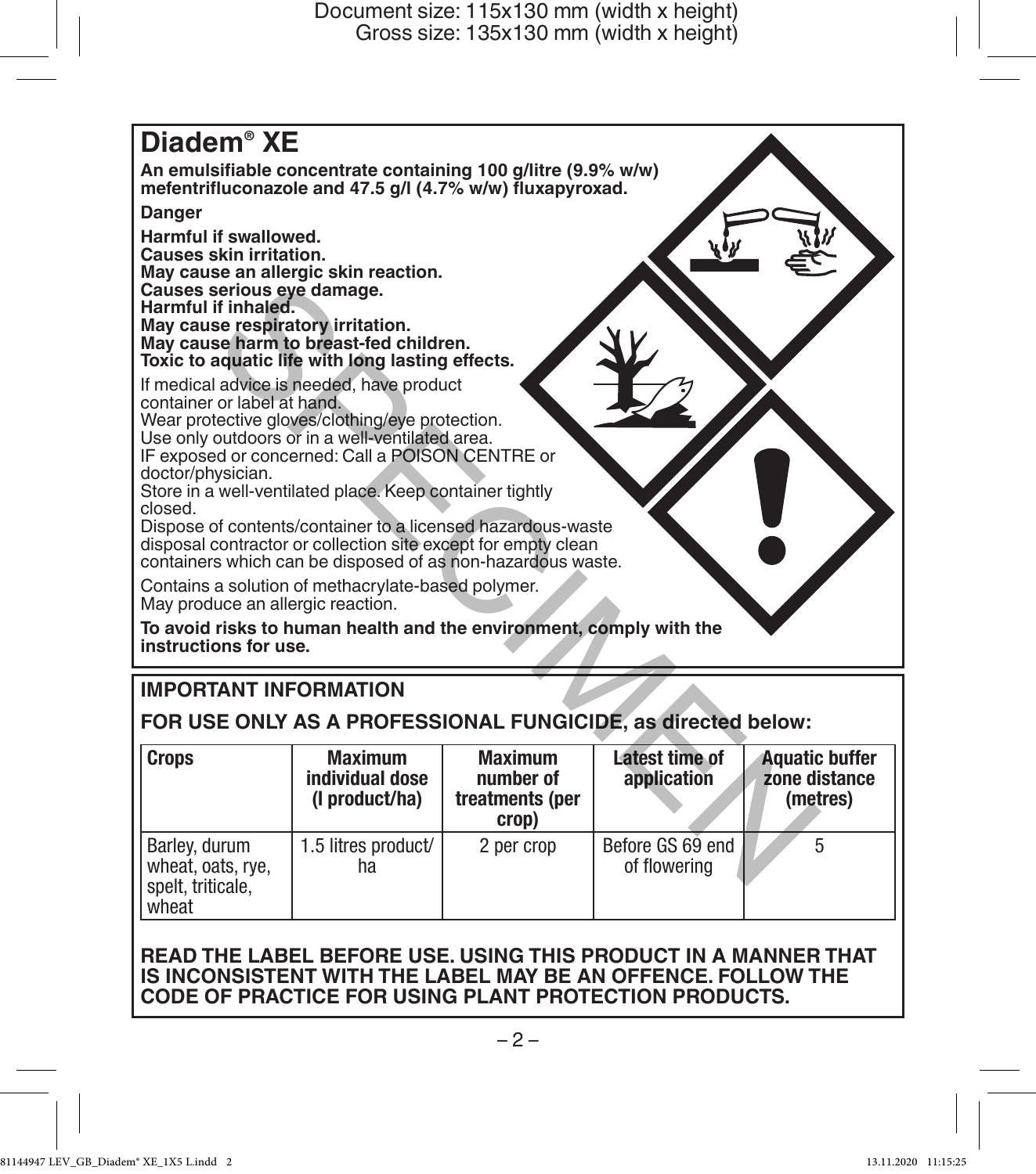# Diadem® XE

**An emulsifiable concentrate containing 100 g/litre (9.9% w/w) mefentrifluconazole and 47.5 g/l (4.7% w/w) fluxapyroxad.**

**Danger**

**Harmful if swallowed.**
**Causes skin irritation.**
**May cause an allergic skin reaction.**
**Causes serious eye damage.**
**Harmful if inhaled.**
**May cause respiratory irritation.**
**May cause harm to breast-fed children.**
**Toxic to aquatic life with long lasting effects.**

If medical advice is needed, have product container or label at hand.
Wear protective gloves/clothing/eye protection.
Use only outdoors or in a well-ventilated area.
IF exposed or concerned: Call a POISON CENTRE or doctor/physician.
Store in a well-ventilated place. Keep container tightly closed.
Dispose of contents/container to a licensed hazardous-waste disposal contractor or collection site except for empty clean containers which can be disposed of as non-hazardous waste.

Contains a solution of methacrylate-based polymer.
May produce an allergic reaction.

**To avoid risks to human health and the environment, comply with the instructions for use.**

## IMPORTANT INFORMATION

**FOR USE ONLY AS A PROFESSIONAL FUNGICIDE, as directed below:**

| Crops | Maximum individual dose (l product/ha) | Maximum number of treatments (per crop) | Latest time of application | Aquatic buffer zone distance (metres) |
|---|---|---|---|---|
| Barley, durum wheat, oats, rye, spelt, triticale, wheat | 1.5 litres product/ha | 2 per crop | Before GS 69 end of flowering | 5 |

**READ THE LABEL BEFORE USE. USING THIS PRODUCT IN A MANNER THAT IS INCONSISTENT WITH THE LABEL MAY BE AN OFFENCE. FOLLOW THE CODE OF PRACTICE FOR USING PLANT PROTECTION PRODUCTS.**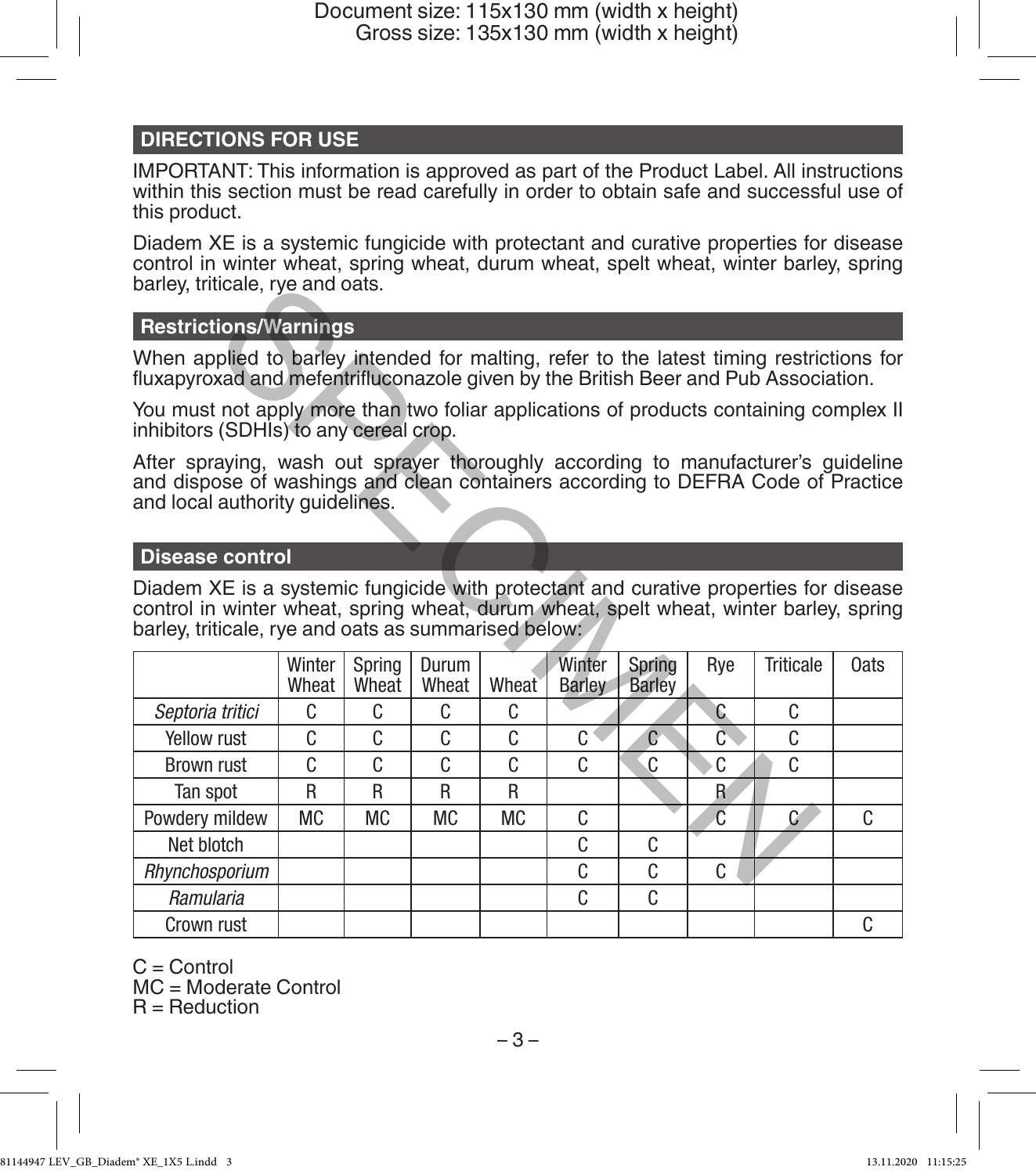## DIRECTIONS FOR USE

IMPORTANT: This information is approved as part of the Product Label. All instructions within this section must be read carefully in order to obtain safe and successful use of this product.

Diadem XE is a systemic fungicide with protectant and curative properties for disease control in winter wheat, spring wheat, durum wheat, spelt wheat, winter barley, spring barley, triticale, rye and oats.

### Restrictions/Warnings

When applied to barley intended for malting, refer to the latest timing restrictions for fluxapyroxad and mefentrifluconazole given by the British Beer and Pub Association.

You must not apply more than two foliar applications of products containing complex II inhibitors (SDHIs) to any cereal crop.

After spraying, wash out sprayer thoroughly according to manufacturer's guideline and dispose of washings and clean containers according to DEFRA Code of Practice and local authority guidelines.

### Disease control

Diadem XE is a systemic fungicide with protectant and curative properties for disease control in winter wheat, spring wheat, durum wheat, spelt wheat, winter barley, spring barley, triticale, rye and oats as summarised below:

| | Winter Wheat | Spring Wheat | Durum Wheat | Wheat | Winter Barley | Spring Barley | Rye | Triticale | Oats |
|---|---|---|---|---|---|---|---|---|---|
| *Septoria tritici* | C | C | C | C | | | C | C | |
| Yellow rust | C | C | C | C | C | C | C | C | |
| Brown rust | C | C | C | C | C | C | C | C | |
| Tan spot | R | R | R | R | | | R | | |
| Powdery mildew | MC | MC | MC | MC | C | | C | C | C |
| Net blotch | | | | | C | C | | | |
| *Rhynchosporium* | | | | | C | C | C | | |
| *Ramularia* | | | | | C | C | | | |
| Crown rust | | | | | | | | | C |

C = Control
MC = Moderate Control
R = Reduction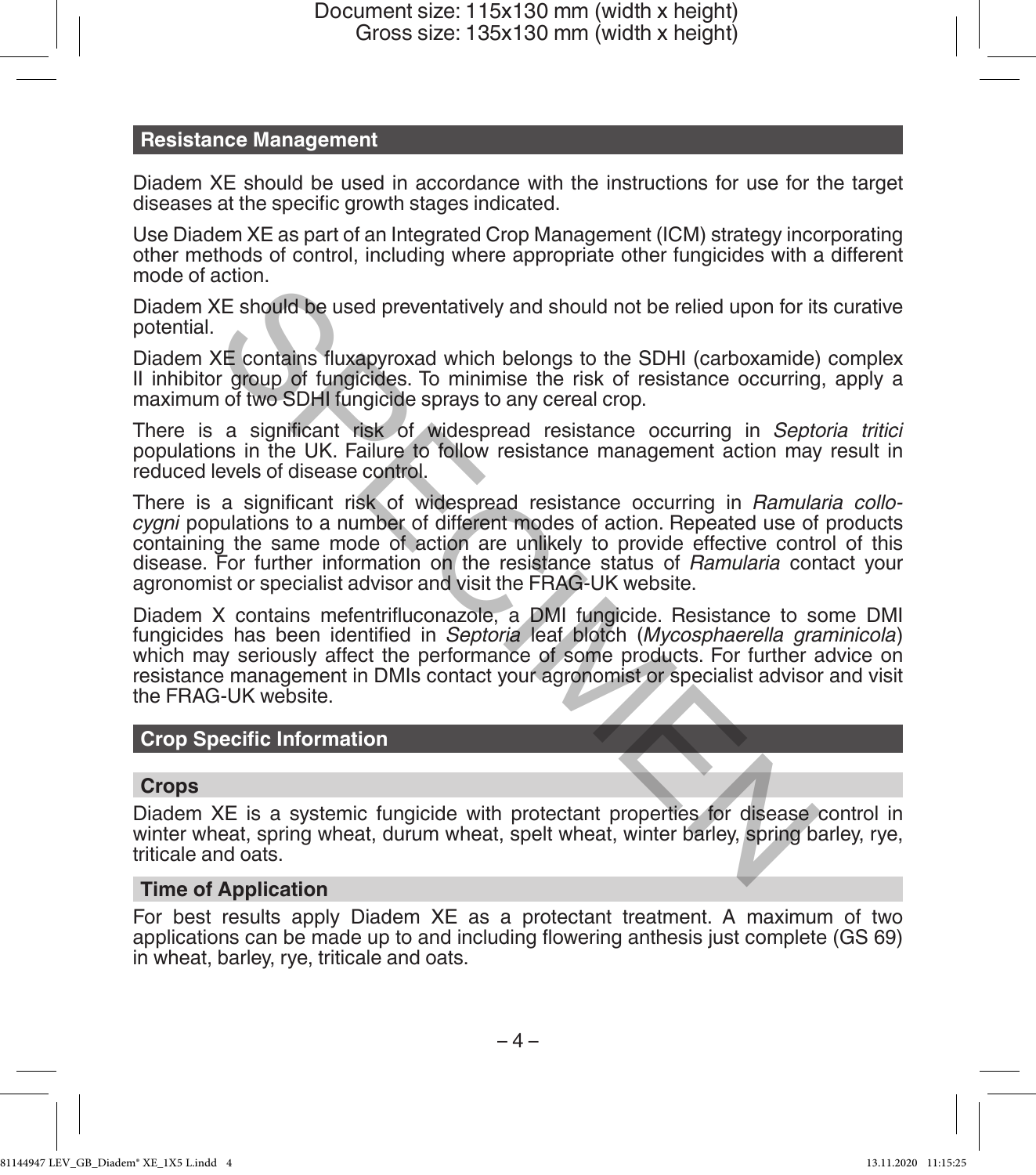## Resistance Management

Diadem XE should be used in accordance with the instructions for use for the target diseases at the specific growth stages indicated.

Use Diadem XE as part of an Integrated Crop Management (ICM) strategy incorporating other methods of control, including where appropriate other fungicides with a different mode of action.

Diadem XE should be used preventatively and should not be relied upon for its curative potential.

Diadem XE contains fluxapyroxad which belongs to the SDHI (carboxamide) complex II inhibitor group of fungicides. To minimise the risk of resistance occurring, apply a maximum of two SDHI fungicide sprays to any cereal crop.

There is a significant risk of widespread resistance occurring in *Septoria tritici* populations in the UK. Failure to follow resistance management action may result in reduced levels of disease control.

There is a significant risk of widespread resistance occurring in *Ramularia collo-cygni* populations to a number of different modes of action. Repeated use of products containing the same mode of action are unlikely to provide effective control of this disease. For further information on the resistance status of *Ramularia* contact your agronomist or specialist advisor and visit the FRAG-UK website.

Diadem X contains mefentrifluconazole, a DMI fungicide. Resistance to some DMI fungicides has been identified in *Septoria* leaf blotch (*Mycosphaerella graminicola*) which may seriously affect the performance of some products. For further advice on resistance management in DMIs contact your agronomist or specialist advisor and visit the FRAG-UK website.

## Crop Specific Information

### Crops

Diadem XE is a systemic fungicide with protectant properties for disease control in winter wheat, spring wheat, durum wheat, spelt wheat, winter barley, spring barley, rye, triticale and oats.

### Time of Application

For best results apply Diadem XE as a protectant treatment. A maximum of two applications can be made up to and including flowering anthesis just complete (GS 69) in wheat, barley, rye, triticale and oats.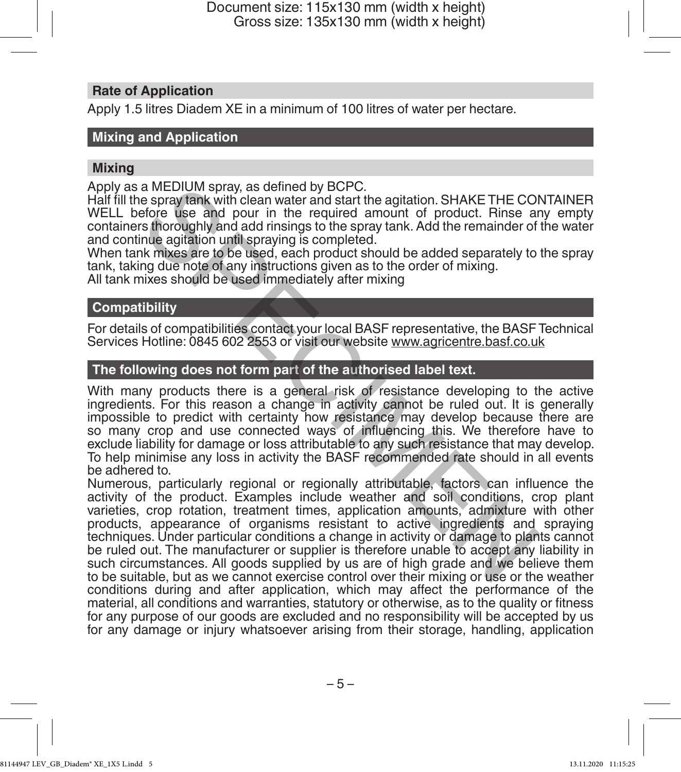## Rate of Application

Apply 1.5 litres Diadem XE in a minimum of 100 litres of water per hectare.

## Mixing and Application

### Mixing

Apply as a MEDIUM spray, as defined by BCPC.
Half fill the spray tank with clean water and start the agitation. SHAKE THE CONTAINER WELL before use and pour in the required amount of product. Rinse any empty containers thoroughly and add rinsings to the spray tank. Add the remainder of the water and continue agitation until spraying is completed.
When tank mixes are to be used, each product should be added separately to the spray tank, taking due note of any instructions given as to the order of mixing.
All tank mixes should be used immediately after mixing

## Compatibility

For details of compatibilities contact your local BASF representative, the BASF Technical Services Hotline: 0845 602 2553 or visit our website www.agricentre.basf.co.uk

## The following does not form part of the authorised label text.

With many products there is a general risk of resistance developing to the active ingredients. For this reason a change in activity cannot be ruled out. It is generally impossible to predict with certainty how resistance may develop because there are so many crop and use connected ways of influencing this. We therefore have to exclude liability for damage or loss attributable to any such resistance that may develop. To help minimise any loss in activity the BASF recommended rate should in all events be adhered to.
Numerous, particularly regional or regionally attributable, factors can influence the activity of the product. Examples include weather and soil conditions, crop plant varieties, crop rotation, treatment times, application amounts, admixture with other products, appearance of organisms resistant to active ingredients and spraying techniques. Under particular conditions a change in activity or damage to plants cannot be ruled out. The manufacturer or supplier is therefore unable to accept any liability in such circumstances. All goods supplied by us are of high grade and we believe them to be suitable, but as we cannot exercise control over their mixing or use or the weather conditions during and after application, which may affect the performance of the material, all conditions and warranties, statutory or otherwise, as to the quality or fitness for any purpose of our goods are excluded and no responsibility will be accepted by us for any damage or injury whatsoever arising from their storage, handling, application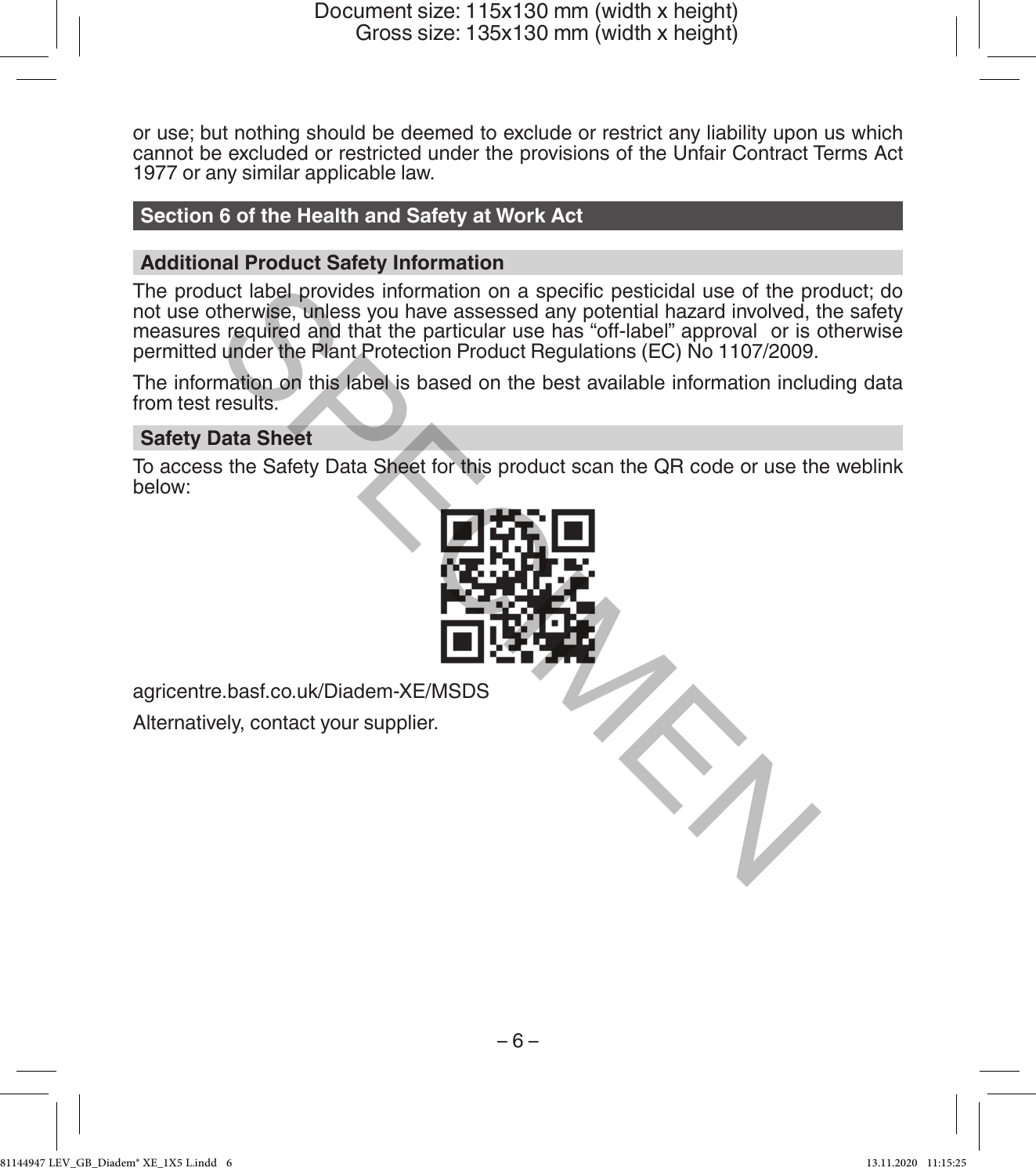or use; but nothing should be deemed to exclude or restrict any liability upon us which cannot be excluded or restricted under the provisions of the Unfair Contract Terms Act 1977 or any similar applicable law.

## Section 6 of the Health and Safety at Work Act

### Additional Product Safety Information

The product label provides information on a specific pesticidal use of the product; do not use otherwise, unless you have assessed any potential hazard involved, the safety measures required and that the particular use has "off-label" approval or is otherwise permitted under the Plant Protection Product Regulations (EC) No 1107/2009.

The information on this label is based on the best available information including data from test results.

### Safety Data Sheet

To access the Safety Data Sheet for this product scan the QR code or use the weblink below:

agricentre.basf.co.uk/Diadem-XE/MSDS

Alternatively, contact your supplier.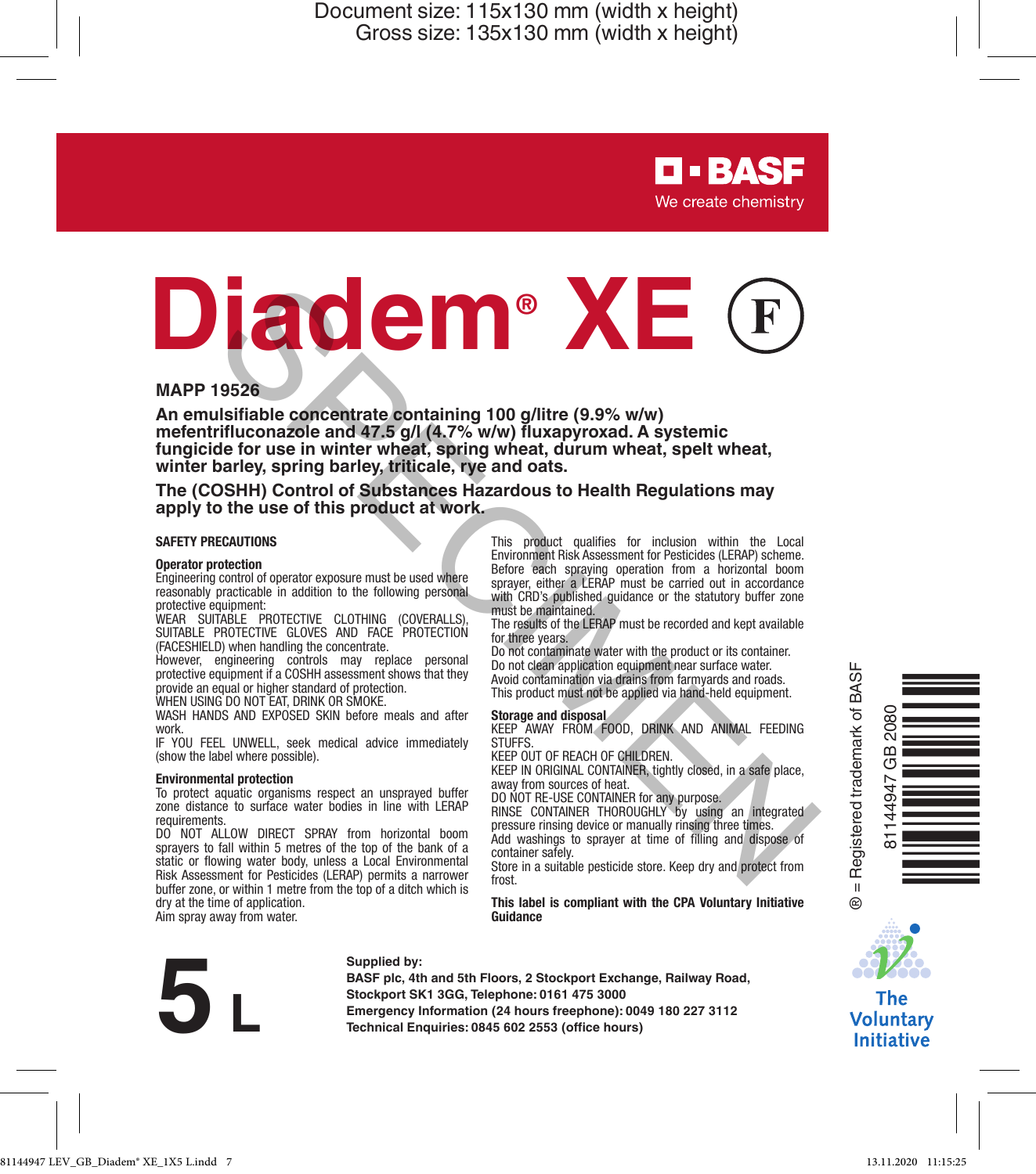Document size: 115x130 mm (width x height)
Gross size: 135x130 mm (width x height)

BASF
We create chemistry

# Diadem® XE (F)

**MAPP 19526**

**An emulsifiable concentrate containing 100 g/litre (9.9% w/w) mefentrifluconazole and 47.5 g/l (4.7% w/w) fluxapyroxad. A systemic fungicide for use in winter wheat, spring wheat, durum wheat, spelt wheat, winter barley, spring barley, triticale, rye and oats.**

**The (COSHH) Control of Substances Hazardous to Health Regulations may apply to the use of this product at work.**

SPECIMEN

## SAFETY PRECAUTIONS

### Operator protection

Engineering control of operator exposure must be used where reasonably practicable in addition to the following personal protective equipment:

WEAR SUITABLE PROTECTIVE CLOTHING (COVERALLS), SUITABLE PROTECTIVE GLOVES AND FACE PROTECTION (FACESHIELD) when handling the concentrate.

However, engineering controls may replace personal protective equipment if a COSHH assessment shows that they provide an equal or higher standard of protection.

WHEN USING DO NOT EAT, DRINK OR SMOKE.

WASH HANDS AND EXPOSED SKIN before meals and after work.

IF YOU FEEL UNWELL, seek medical advice immediately (show the label where possible).

### Environmental protection

To protect aquatic organisms respect an unsprayed buffer zone distance to surface water bodies in line with LERAP requirements.

DO NOT ALLOW DIRECT SPRAY from horizontal boom sprayers to fall within 5 metres of the top of the bank of a static or flowing water body, unless a Local Environmental Risk Assessment for Pesticides (LERAP) permits a narrower buffer zone, or within 1 metre from the top of a ditch which is dry at the time of application.

Aim spray away from water.

This product qualifies for inclusion within the Local Environment Risk Assessment for Pesticides (LERAP) scheme. Before each spraying operation from a horizontal boom sprayer, either a LERAP must be carried out in accordance with CRD's published guidance or the statutory buffer zone must be maintained.

The results of the LERAP must be recorded and kept available for three years.

Do not contaminate water with the product or its container.

Do not clean application equipment near surface water.

Avoid contamination via drains from farmyards and roads.

This product must not be applied via hand-held equipment.

### Storage and disposal

KEEP AWAY FROM FOOD, DRINK AND ANIMAL FEEDING STUFFS.

KEEP OUT OF REACH OF CHILDREN.

KEEP IN ORIGINAL CONTAINER, tightly closed, in a safe place, away from sources of heat.

DO NOT RE-USE CONTAINER for any purpose.

RINSE CONTAINER THOROUGHLY by using an integrated pressure rinsing device or manually rinsing three times.

Add washings to sprayer at time of filling and dispose of container safely.

Store in a suitable pesticide store. Keep dry and protect from frost.

**This label is compliant with the CPA Voluntary Initiative Guidance**

® = Registered trademark of BASF

81144947 GB 2080

# 5 L

**Supplied by:**
**BASF plc, 4th and 5th Floors, 2 Stockport Exchange, Railway Road, Stockport SK1 3GG, Telephone: 0161 475 3000**
**Emergency Information (24 hours freephone): 0049 180 227 3112**
**Technical Enquiries: 0845 602 2553 (office hours)**

The Voluntary Initiative